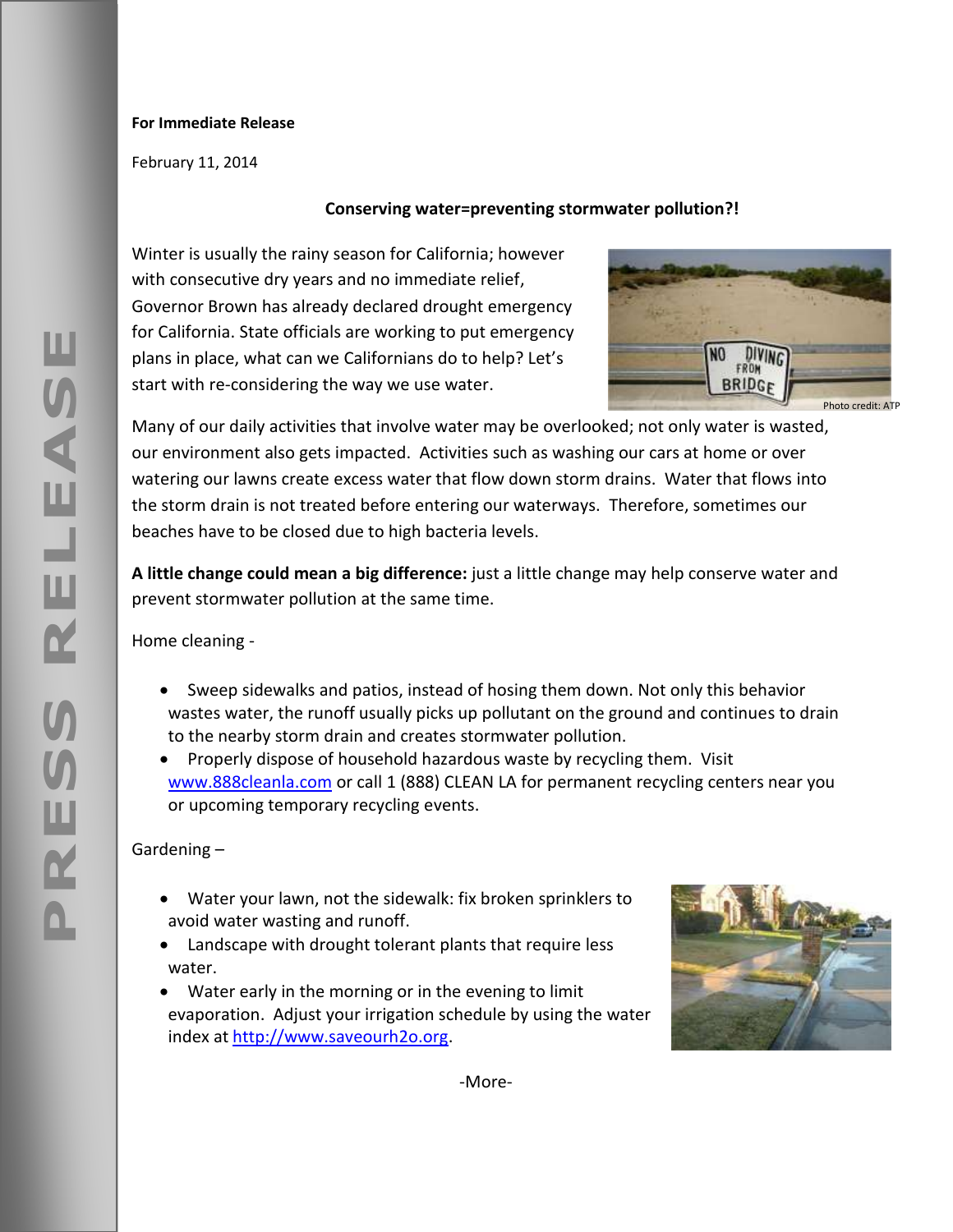**For Immediate Release**

February 11, 2014

**Conserving water=preventing stormwater pollution?!**

Winter is usually the rainy season for California; however with consecutive dry years and no immediate relief, Governor Brown has already declared drought emergency for California. State officials are working to put emergency plans in place, what can we Californians do to help? Let's start with re-considering the way we use water.

Photo credit: ATP

Many of our daily activities that involve water may be overlooked; not only water is wasted, our environment also gets impacted. Activities such as washing our cars at home or over watering our lawns create excess water that flow down storm drains. Water that flows into the storm drain is not treated before entering our waterways. Therefore, sometimes our beaches have to be closed due to high bacteria levels.

**A little change could mean a big difference:** just a little change may help conserve water and prevent stormwater pollution at the same time.

Home cleaning -

- Sweep sidewalks and patios, instead of hosing them down. Not only this behavior wastes water, the runoff usually picks up pollutant on the ground and continues to drain to the nearby storm drain and creates stormwater pollution.
- Properly dispose of household hazardous waste by recycling them. Visit [www.888cleanla.com](www.888cleanla.com) or call 1 (888) CLEAN LA for permanent recycling centers near you or upcoming temporary recycling events.

Gardening –

- Water your lawn, not the sidewalk: fix broken sprinklers to avoid water wasting and runoff.
- Landscape with drought tolerant plants that require less water.
- Water early in the morning or in the evening to limit evaporation. Adjust your irrigation schedule by using the water index at [http://www.saveourh2o.org](http://www.saveourh2o.org).

-More-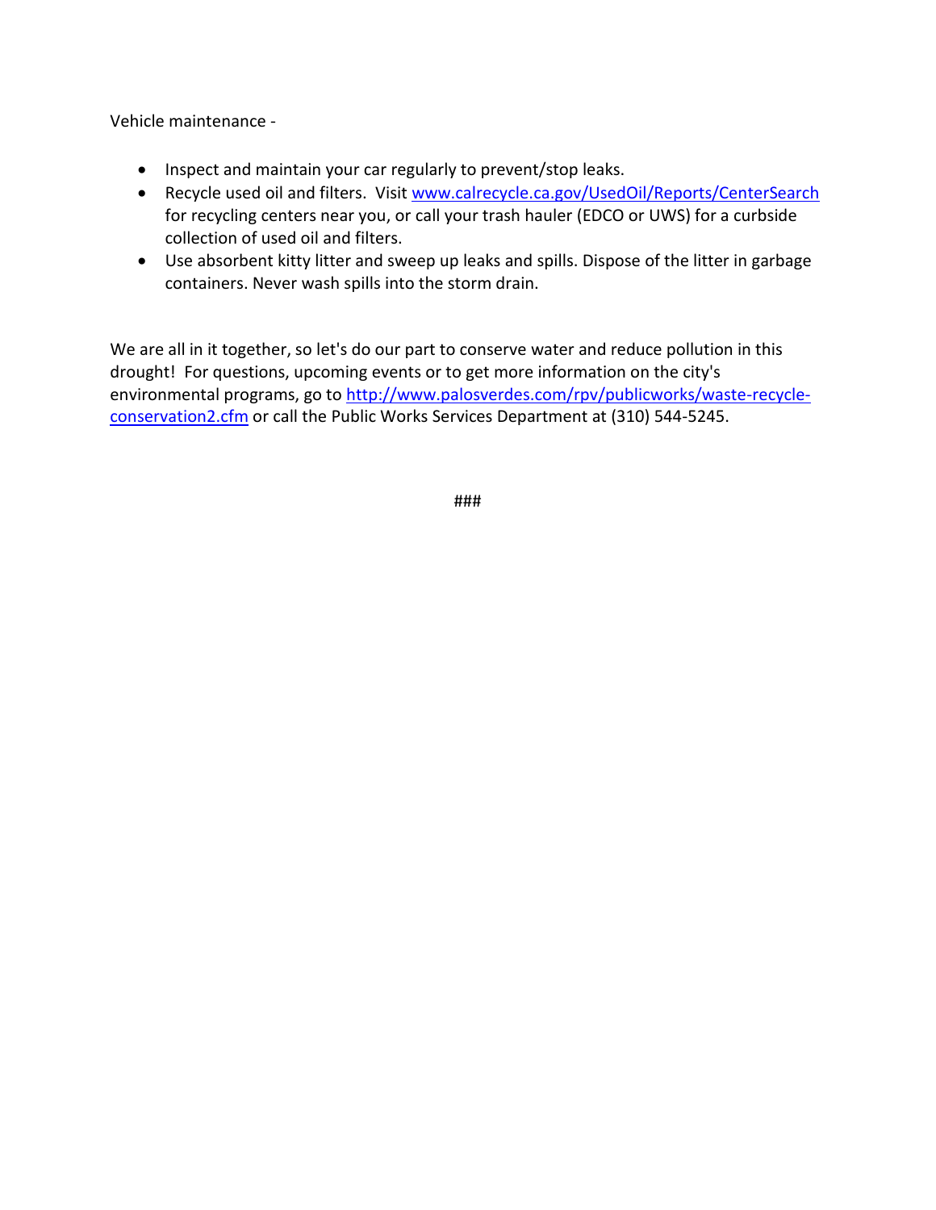Vehicle maintenance -

- Inspect and maintain your car regularly to prevent/stop leaks.
- Recycle used oil and filters. Visit [www.calrecycle.ca.gov/UsedOil/Reports/CenterSearch](http://www.calrecycle.ca.gov/UsedOil/Reports/CenterSearch) for recycling centers near you, or call your trash hauler (EDCO or UWS) for a curbside collection of used oil and filters.
- Use absorbent kitty litter and sweep up leaks and spills. Dispose of the litter in garbage containers. Never wash spills into the storm drain.

We are all in it together, so let's do our part to conserve water and reduce pollution in this drought! For questions, upcoming events or to get more information on the city's environmental programs, go to [http://www.palosverdes.com/rpv/publicworks/waste-recycle-conservation2.cfm](http://www.palosverdes.com/rpv/publicworks/waste-recycle-conservation2.cfm) or call the Public Works Services Department at (310) 544-5245.

###